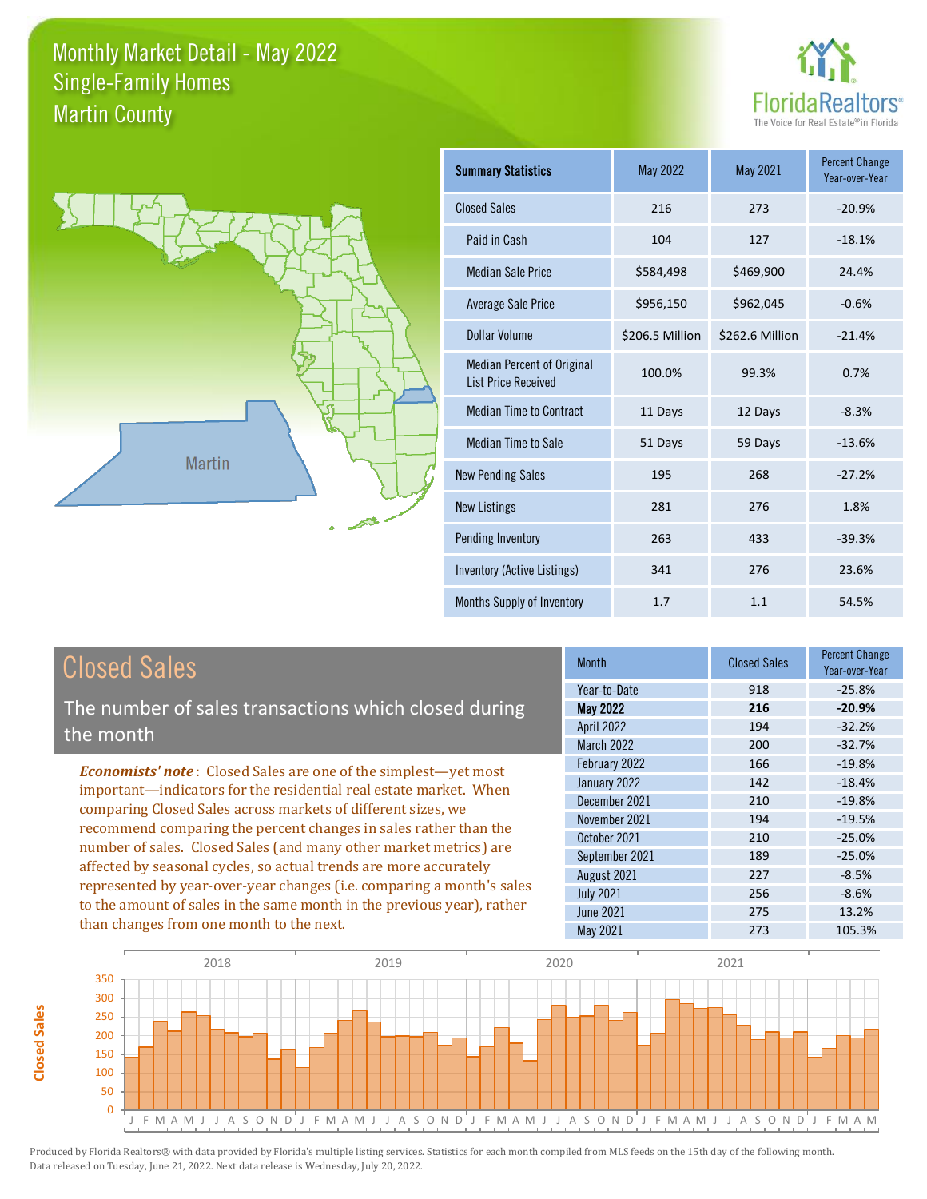# Monthly Market Detail - May 2022
## Single-Family Homes
## Martin County

FloridaRealtors® The Voice for Real Estate® in Florida

Martin

| Summary Statistics | May 2022 | May 2021 | Percent Change Year-over-Year |
|---|---|---|---|
| Closed Sales | 216 | 273 | -20.9% |
| Paid in Cash | 104 | 127 | -18.1% |
| Median Sale Price | $584,498 | $469,900 | 24.4% |
| Average Sale Price | $956,150 | $962,045 | -0.6% |
| Dollar Volume | $206.5 Million | $262.6 Million | -21.4% |
| Median Percent of Original List Price Received | 100.0% | 99.3% | 0.7% |
| Median Time to Contract | 11 Days | 12 Days | -8.3% |
| Median Time to Sale | 51 Days | 59 Days | -13.6% |
| New Pending Sales | 195 | 268 | -27.2% |
| New Listings | 281 | 276 | 1.8% |
| Pending Inventory | 263 | 433 | -39.3% |
| Inventory (Active Listings) | 341 | 276 | 23.6% |
| Months Supply of Inventory | 1.7 | 1.1 | 54.5% |

## Closed Sales

The number of sales transactions which closed during the month

***Economists' note***: Closed Sales are one of the simplest—yet most important—indicators for the residential real estate market. When comparing Closed Sales across markets of different sizes, we recommend comparing the percent changes in sales rather than the number of sales. Closed Sales (and many other market metrics) are affected by seasonal cycles, so actual trends are more accurately represented by year-over-year changes (i.e. comparing a month's sales to the amount of sales in the same month in the previous year), rather than changes from one month to the next.

| Month | Closed Sales | Percent Change Year-over-Year |
|---|---|---|
| Year-to-Date | 918 | -25.8% |
| **May 2022** | **216** | **-20.9%** |
| April 2022 | 194 | -32.2% |
| March 2022 | 200 | -32.7% |
| February 2022 | 166 | -19.8% |
| January 2022 | 142 | -18.4% |
| December 2021 | 210 | -19.8% |
| November 2021 | 194 | -19.5% |
| October 2021 | 210 | -25.0% |
| September 2021 | 189 | -25.0% |
| August 2021 | 227 | -8.5% |
| July 2021 | 256 | -8.6% |
| June 2021 | 275 | 13.2% |
| May 2021 | 273 | 105.3% |

Produced by Florida Realtors® with data provided by Florida's multiple listing services. Statistics for each month compiled from MLS feeds on the 15th day of the following month. Data released on Tuesday, June 21, 2022. Next data release is Wednesday, July 20, 2022.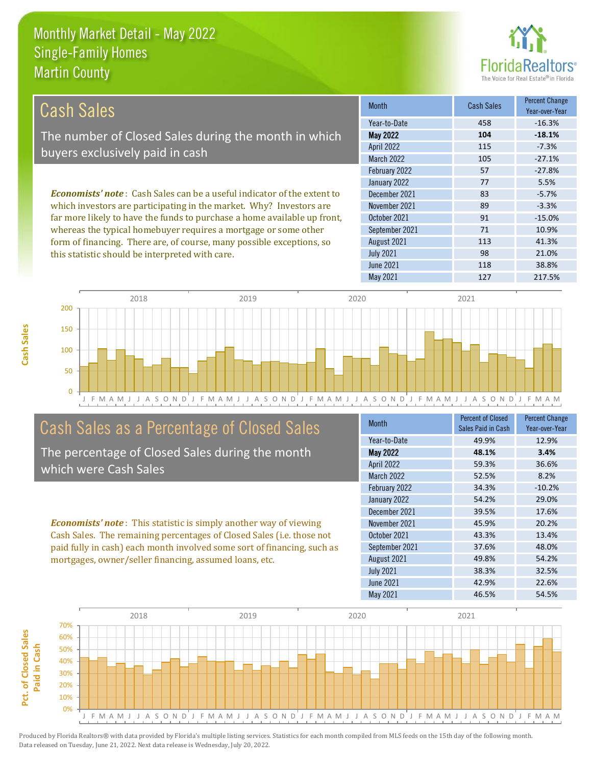# Monthly Market Detail - May 2022
## Single-Family Homes
## Martin County

## Cash Sales

The number of Closed Sales during the month in which buyers exclusively paid in cash

*Economists' note*: Cash Sales can be a useful indicator of the extent to which investors are participating in the market. Why? Investors are far more likely to have the funds to purchase a home available up front, whereas the typical homebuyer requires a mortgage or some other form of financing. There are, of course, many possible exceptions, so this statistic should be interpreted with care.

| Month | Cash Sales | Percent Change Year-over-Year |
|---|---|---|
| Year-to-Date | 458 | -16.3% |
| **May 2022** | **104** | **-18.1%** |
| April 2022 | 115 | -7.3% |
| March 2022 | 105 | -27.1% |
| February 2022 | 57 | -27.8% |
| January 2022 | 77 | 5.5% |
| December 2021 | 83 | -5.7% |
| November 2021 | 89 | -3.3% |
| October 2021 | 91 | -15.0% |
| September 2021 | 71 | 10.9% |
| August 2021 | 113 | 41.3% |
| July 2021 | 98 | 21.0% |
| June 2021 | 118 | 38.8% |
| May 2021 | 127 | 217.5% |

## Cash Sales as a Percentage of Closed Sales

The percentage of Closed Sales during the month which were Cash Sales

*Economists' note*: This statistic is simply another way of viewing Cash Sales. The remaining percentages of Closed Sales (i.e. those not paid fully in cash) each month involved some sort of financing, such as mortgages, owner/seller financing, assumed loans, etc.

| Month | Percent of Closed Sales Paid in Cash | Percent Change Year-over-Year |
|---|---|---|
| Year-to-Date | 49.9% | 12.9% |
| **May 2022** | **48.1%** | **3.4%** |
| April 2022 | 59.3% | 36.6% |
| March 2022 | 52.5% | 8.2% |
| February 2022 | 34.3% | -10.2% |
| January 2022 | 54.2% | 29.0% |
| December 2021 | 39.5% | 17.6% |
| November 2021 | 45.9% | 20.2% |
| October 2021 | 43.3% | 13.4% |
| September 2021 | 37.6% | 48.0% |
| August 2021 | 49.8% | 54.2% |
| July 2021 | 38.3% | 32.5% |
| June 2021 | 42.9% | 22.6% |
| May 2021 | 46.5% | 54.5% |

Produced by Florida Realtors® with data provided by Florida's multiple listing services. Statistics for each month compiled from MLS feeds on the 15th day of the following month. Data released on Tuesday, June 21, 2022. Next data release is Wednesday, July 20, 2022.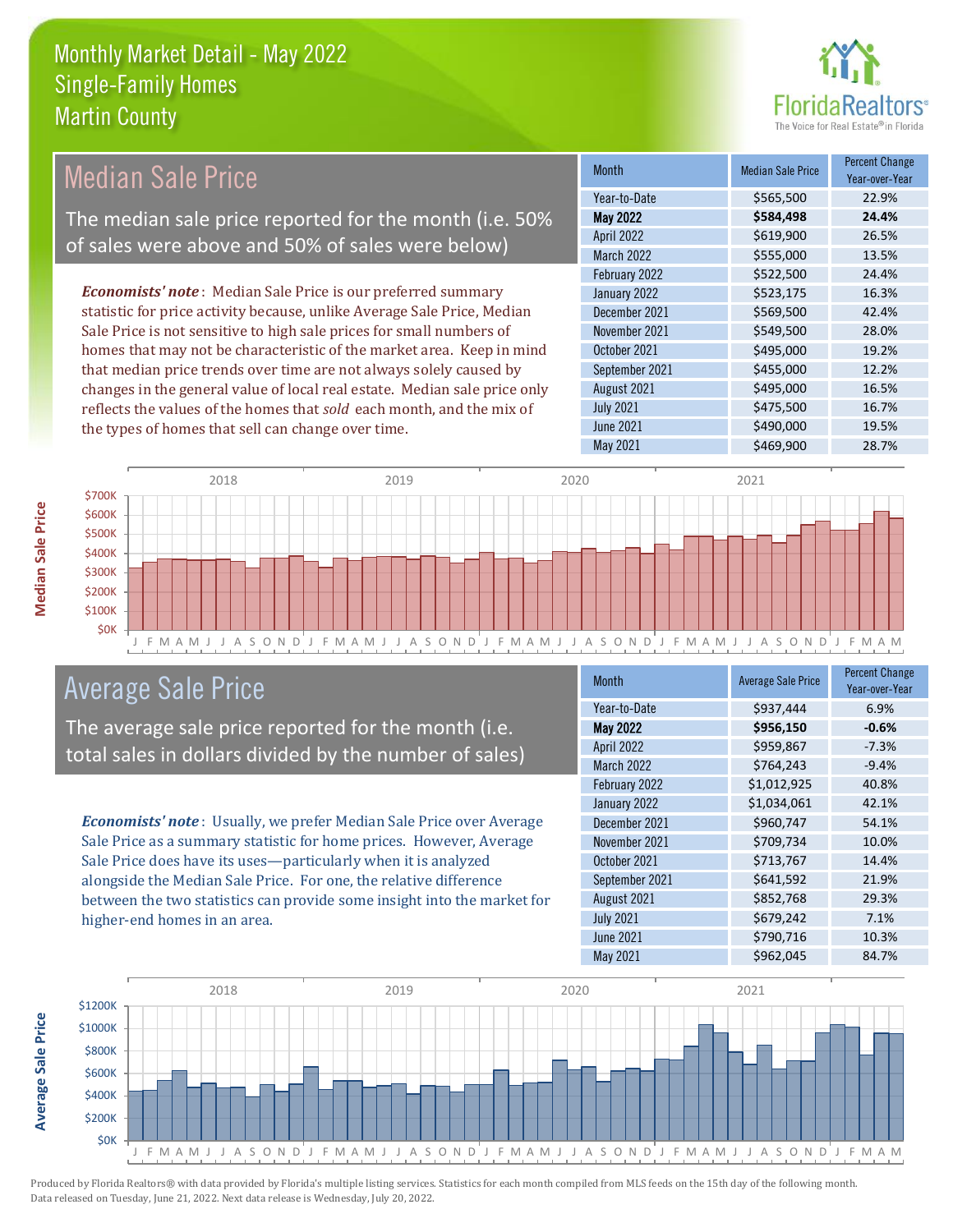# Monthly Market Detail - May 2022
## Single-Family Homes
## Martin County

## Median Sale Price

The median sale price reported for the month (i.e. 50% of sales were above and 50% of sales were below)

*Economists' note*: Median Sale Price is our preferred summary statistic for price activity because, unlike Average Sale Price, Median Sale Price is not sensitive to high sale prices for small numbers of homes that may not be characteristic of the market area. Keep in mind that median price trends over time are not always solely caused by changes in the general value of local real estate. Median sale price only reflects the values of the homes that *sold* each month, and the mix of the types of homes that sell can change over time.

| Month | Median Sale Price | Percent Change Year-over-Year |
|---|---|---|
| Year-to-Date | $565,500 | 22.9% |
| **May 2022** | **$584,498** | **24.4%** |
| April 2022 | $619,900 | 26.5% |
| March 2022 | $555,000 | 13.5% |
| February 2022 | $522,500 | 24.4% |
| January 2022 | $523,175 | 16.3% |
| December 2021 | $569,500 | 42.4% |
| November 2021 | $549,500 | 28.0% |
| October 2021 | $495,000 | 19.2% |
| September 2021 | $455,000 | 12.2% |
| August 2021 | $495,000 | 16.5% |
| July 2021 | $475,500 | 16.7% |
| June 2021 | $490,000 | 19.5% |
| May 2021 | $469,900 | 28.7% |

## Average Sale Price

The average sale price reported for the month (i.e. total sales in dollars divided by the number of sales)

*Economists' note*: Usually, we prefer Median Sale Price over Average Sale Price as a summary statistic for home prices. However, Average Sale Price does have its uses—particularly when it is analyzed alongside the Median Sale Price. For one, the relative difference between the two statistics can provide some insight into the market for higher-end homes in an area.

| Month | Average Sale Price | Percent Change Year-over-Year |
|---|---|---|
| Year-to-Date | $937,444 | 6.9% |
| **May 2022** | **$956,150** | **-0.6%** |
| April 2022 | $959,867 | -7.3% |
| March 2022 | $764,243 | -9.4% |
| February 2022 | $1,012,925 | 40.8% |
| January 2022 | $1,034,061 | 42.1% |
| December 2021 | $960,747 | 54.1% |
| November 2021 | $709,734 | 10.0% |
| October 2021 | $713,767 | 14.4% |
| September 2021 | $641,592 | 21.9% |
| August 2021 | $852,768 | 29.3% |
| July 2021 | $679,242 | 7.1% |
| June 2021 | $790,716 | 10.3% |
| May 2021 | $962,045 | 84.7% |

Produced by Florida Realtors® with data provided by Florida's multiple listing services. Statistics for each month compiled from MLS feeds on the 15th day of the following month. Data released on Tuesday, June 21, 2022. Next data release is Wednesday, July 20, 2022.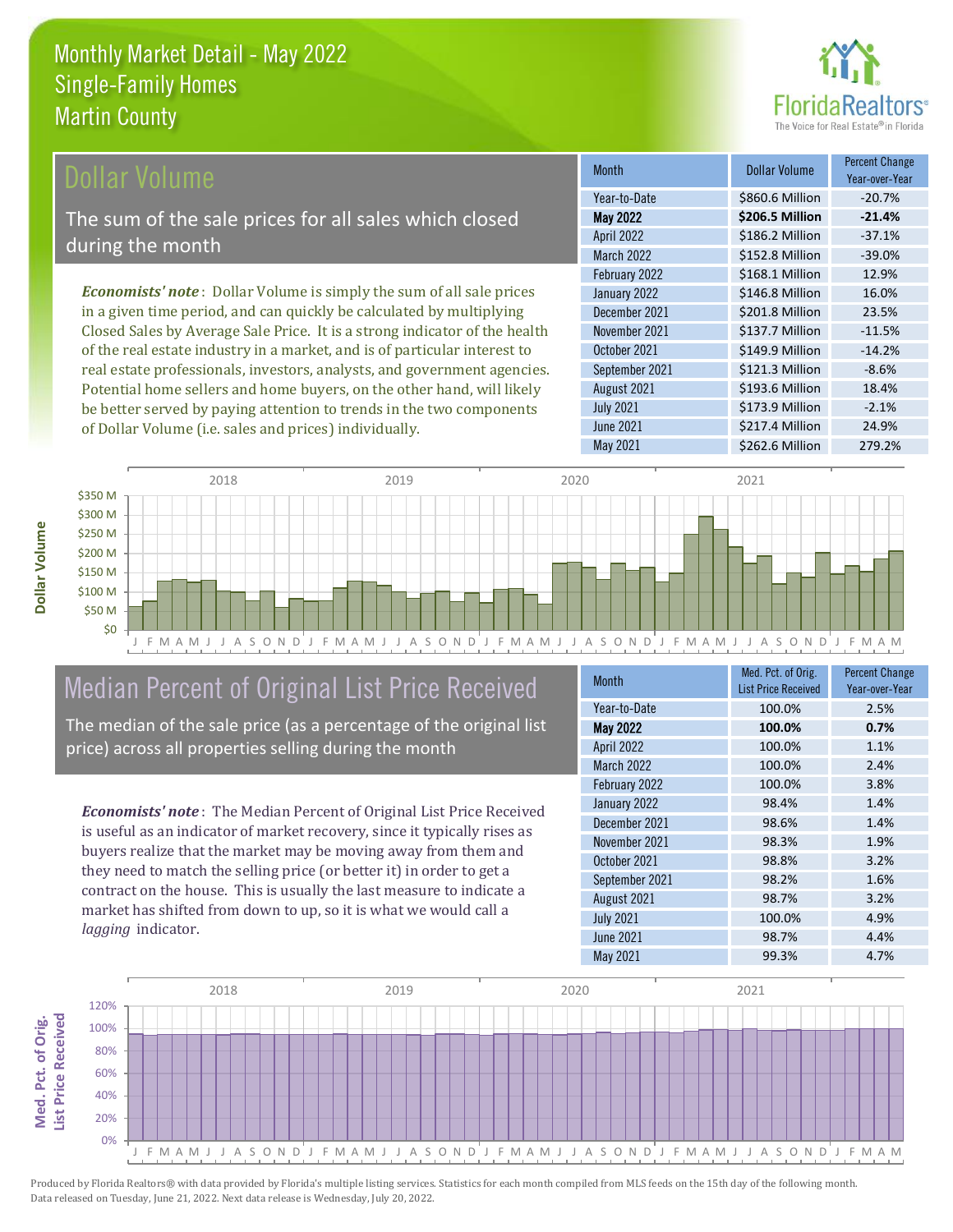# Monthly Market Detail - May 2022
## Single-Family Homes
## Martin County

## Dollar Volume

The sum of the sale prices for all sales which closed during the month

*Economists' note*: Dollar Volume is simply the sum of all sale prices in a given time period, and can quickly be calculated by multiplying Closed Sales by Average Sale Price. It is a strong indicator of the health of the real estate industry in a market, and is of particular interest to real estate professionals, investors, analysts, and government agencies. Potential home sellers and home buyers, on the other hand, will likely be better served by paying attention to trends in the two components of Dollar Volume (i.e. sales and prices) individually.

| Month | Dollar Volume | Percent Change Year-over-Year |
|---|---|---|
| Year-to-Date | $860.6 Million | -20.7% |
| **May 2022** | **$206.5 Million** | **-21.4%** |
| April 2022 | $186.2 Million | -37.1% |
| March 2022 | $152.8 Million | -39.0% |
| February 2022 | $168.1 Million | 12.9% |
| January 2022 | $146.8 Million | 16.0% |
| December 2021 | $201.8 Million | 23.5% |
| November 2021 | $137.7 Million | -11.5% |
| October 2021 | $149.9 Million | -14.2% |
| September 2021 | $121.3 Million | -8.6% |
| August 2021 | $193.6 Million | 18.4% |
| July 2021 | $173.9 Million | -2.1% |
| June 2021 | $217.4 Million | 24.9% |
| May 2021 | $262.6 Million | 279.2% |

## Median Percent of Original List Price Received

The median of the sale price (as a percentage of the original list price) across all properties selling during the month

*Economists' note*: The Median Percent of Original List Price Received is useful as an indicator of market recovery, since it typically rises as buyers realize that the market may be moving away from them and they need to match the selling price (or better it) in order to get a contract on the house. This is usually the last measure to indicate a market has shifted from down to up, so it is what we would call a *lagging* indicator.

| Month | Med. Pct. of Orig. List Price Received | Percent Change Year-over-Year |
|---|---|---|
| Year-to-Date | 100.0% | 2.5% |
| **May 2022** | **100.0%** | **0.7%** |
| April 2022 | 100.0% | 1.1% |
| March 2022 | 100.0% | 2.4% |
| February 2022 | 100.0% | 3.8% |
| January 2022 | 98.4% | 1.4% |
| December 2021 | 98.6% | 1.4% |
| November 2021 | 98.3% | 1.9% |
| October 2021 | 98.8% | 3.2% |
| September 2021 | 98.2% | 1.6% |
| August 2021 | 98.7% | 3.2% |
| July 2021 | 100.0% | 4.9% |
| June 2021 | 98.7% | 4.4% |
| May 2021 | 99.3% | 4.7% |

Produced by Florida Realtors® with data provided by Florida's multiple listing services. Statistics for each month compiled from MLS feeds on the 15th day of the following month. Data released on Tuesday, June 21, 2022. Next data release is Wednesday, July 20, 2022.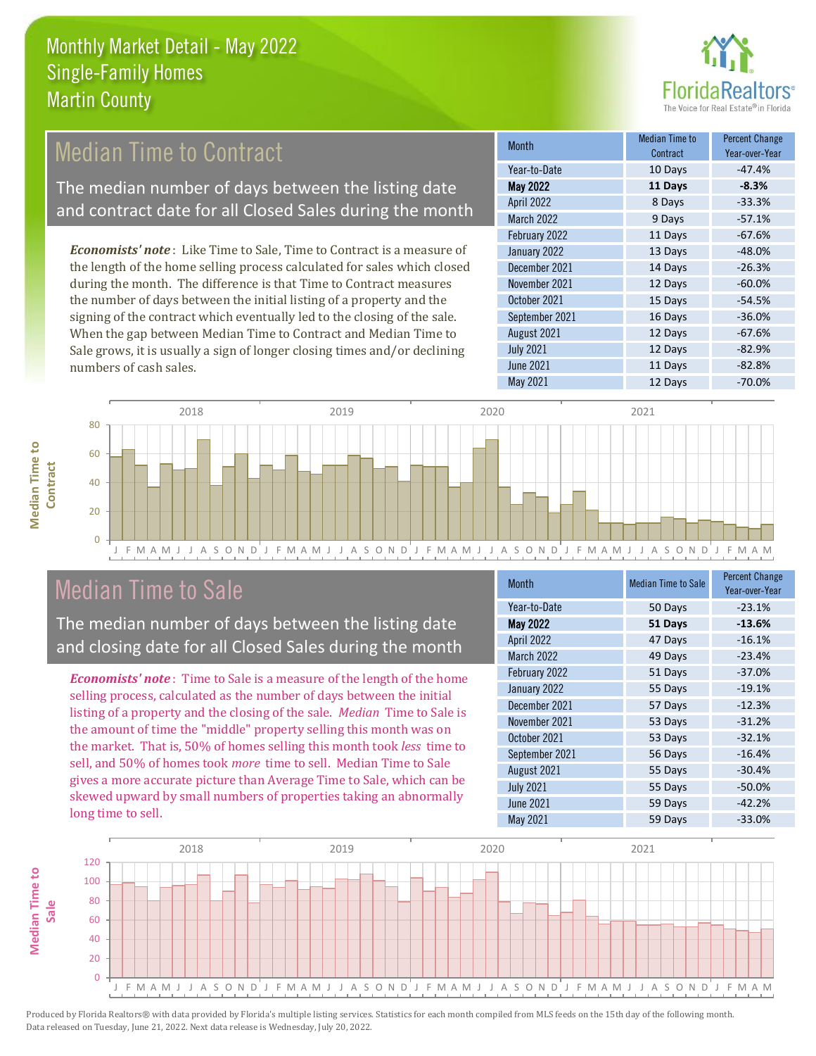# Monthly Market Detail - May 2022
## Single-Family Homes
## Martin County

## Median Time to Contract

The median number of days between the listing date and contract date for all Closed Sales during the month

*Economists' note*: Like Time to Sale, Time to Contract is a measure of the length of the home selling process calculated for sales which closed during the month. The difference is that Time to Contract measures the number of days between the initial listing of a property and the signing of the contract which eventually led to the closing of the sale. When the gap between Median Time to Contract and Median Time to Sale grows, it is usually a sign of longer closing times and/or declining numbers of cash sales.

| Month | Median Time to Contract | Percent Change Year-over-Year |
|---|---|---|
| Year-to-Date | 10 Days | -47.4% |
| **May 2022** | **11 Days** | **-8.3%** |
| April 2022 | 8 Days | -33.3% |
| March 2022 | 9 Days | -57.1% |
| February 2022 | 11 Days | -67.6% |
| January 2022 | 13 Days | -48.0% |
| December 2021 | 14 Days | -26.3% |
| November 2021 | 12 Days | -60.0% |
| October 2021 | 15 Days | -54.5% |
| September 2021 | 16 Days | -36.0% |
| August 2021 | 12 Days | -67.6% |
| July 2021 | 12 Days | -82.9% |
| June 2021 | 11 Days | -82.8% |
| May 2021 | 12 Days | -70.0% |

## Median Time to Sale

The median number of days between the listing date and closing date for all Closed Sales during the month

*Economists' note*: Time to Sale is a measure of the length of the home selling process, calculated as the number of days between the initial listing of a property and the closing of the sale. *Median* Time to Sale is the amount of time the "middle" property selling this month was on the market. That is, 50% of homes selling this month took *less* time to sell, and 50% of homes took *more* time to sell. Median Time to Sale gives a more accurate picture than Average Time to Sale, which can be skewed upward by small numbers of properties taking an abnormally long time to sell.

| Month | Median Time to Sale | Percent Change Year-over-Year |
|---|---|---|
| Year-to-Date | 50 Days | -23.1% |
| **May 2022** | **51 Days** | **-13.6%** |
| April 2022 | 47 Days | -16.1% |
| March 2022 | 49 Days | -23.4% |
| February 2022 | 51 Days | -37.0% |
| January 2022 | 55 Days | -19.1% |
| December 2021 | 57 Days | -12.3% |
| November 2021 | 53 Days | -31.2% |
| October 2021 | 53 Days | -32.1% |
| September 2021 | 56 Days | -16.4% |
| August 2021 | 55 Days | -30.4% |
| July 2021 | 55 Days | -50.0% |
| June 2021 | 59 Days | -42.2% |
| May 2021 | 59 Days | -33.0% |

Produced by Florida Realtors® with data provided by Florida's multiple listing services. Statistics for each month compiled from MLS feeds on the 15th day of the following month. Data released on Tuesday, June 21, 2022. Next data release is Wednesday, July 20, 2022.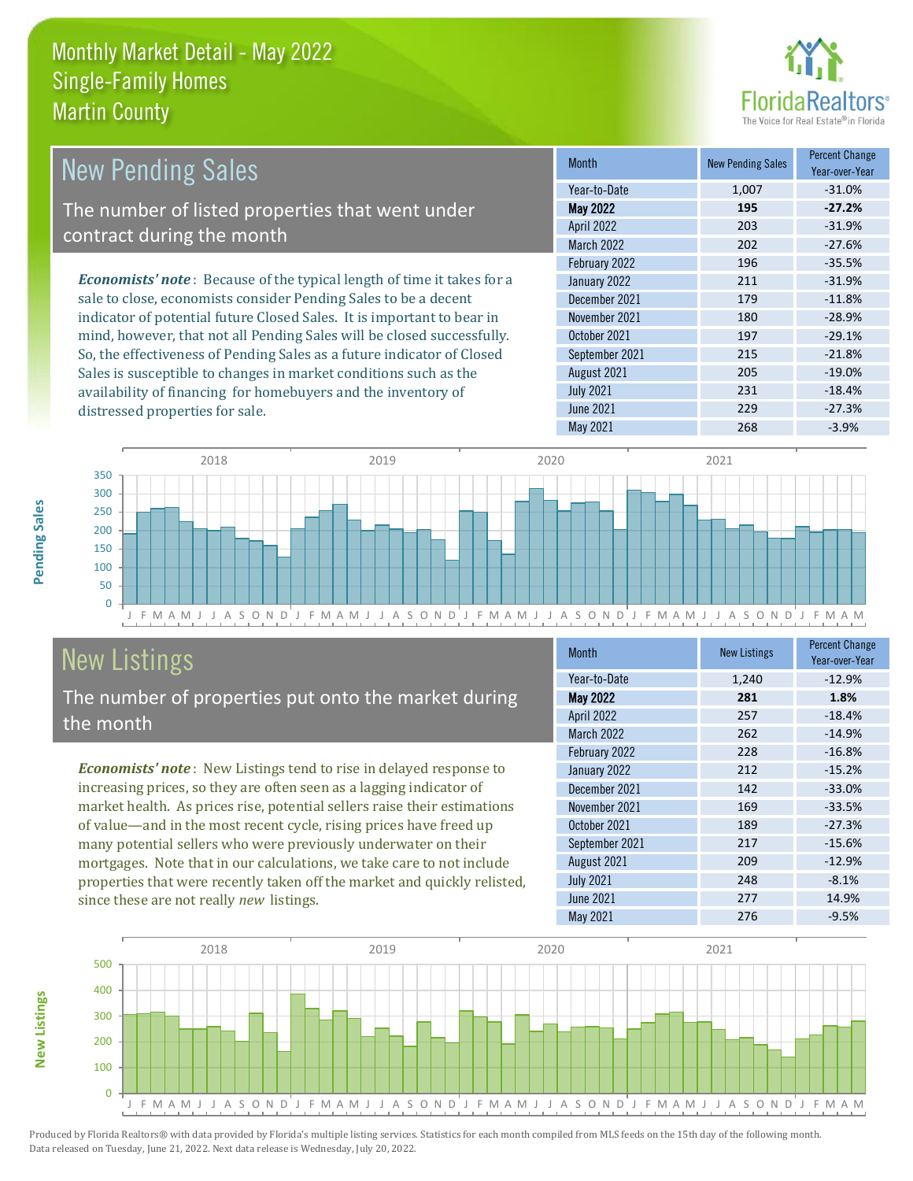# Monthly Market Detail - May 2022
## Single-Family Homes
## Martin County

## New Pending Sales

The number of listed properties that went under contract during the month

***Economists' note***: Because of the typical length of time it takes for a sale to close, economists consider Pending Sales to be a decent indicator of potential future Closed Sales. It is important to bear in mind, however, that not all Pending Sales will be closed successfully. So, the effectiveness of Pending Sales as a future indicator of Closed Sales is susceptible to changes in market conditions such as the availability of financing for homebuyers and the inventory of distressed properties for sale.

| Month | New Pending Sales | Percent Change Year-over-Year |
|---|---|---|
| Year-to-Date | 1,007 | -31.0% |
| **May 2022** | **195** | **-27.2%** |
| April 2022 | 203 | -31.9% |
| March 2022 | 202 | -27.6% |
| February 2022 | 196 | -35.5% |
| January 2022 | 211 | -31.9% |
| December 2021 | 179 | -11.8% |
| November 2021 | 180 | -28.9% |
| October 2021 | 197 | -29.1% |
| September 2021 | 215 | -21.8% |
| August 2021 | 205 | -19.0% |
| July 2021 | 231 | -18.4% |
| June 2021 | 229 | -27.3% |
| May 2021 | 268 | -3.9% |

## New Listings

The number of properties put onto the market during the month

***Economists' note***: New Listings tend to rise in delayed response to increasing prices, so they are often seen as a lagging indicator of market health. As prices rise, potential sellers raise their estimations of value—and in the most recent cycle, rising prices have freed up many potential sellers who were previously underwater on their mortgages. Note that in our calculations, we take care to not include properties that were recently taken off the market and quickly relisted, since these are not really *new* listings.

| Month | New Listings | Percent Change Year-over-Year |
|---|---|---|
| Year-to-Date | 1,240 | -12.9% |
| **May 2022** | **281** | **1.8%** |
| April 2022 | 257 | -18.4% |
| March 2022 | 262 | -14.9% |
| February 2022 | 228 | -16.8% |
| January 2022 | 212 | -15.2% |
| December 2021 | 142 | -33.0% |
| November 2021 | 169 | -33.5% |
| October 2021 | 189 | -27.3% |
| September 2021 | 217 | -15.6% |
| August 2021 | 209 | -12.9% |
| July 2021 | 248 | -8.1% |
| June 2021 | 277 | 14.9% |
| May 2021 | 276 | -9.5% |

Produced by Florida Realtors® with data provided by Florida's multiple listing services. Statistics for each month compiled from MLS feeds on the 15th day of the following month. Data released on Tuesday, June 21, 2022. Next data release is Wednesday, July 20, 2022.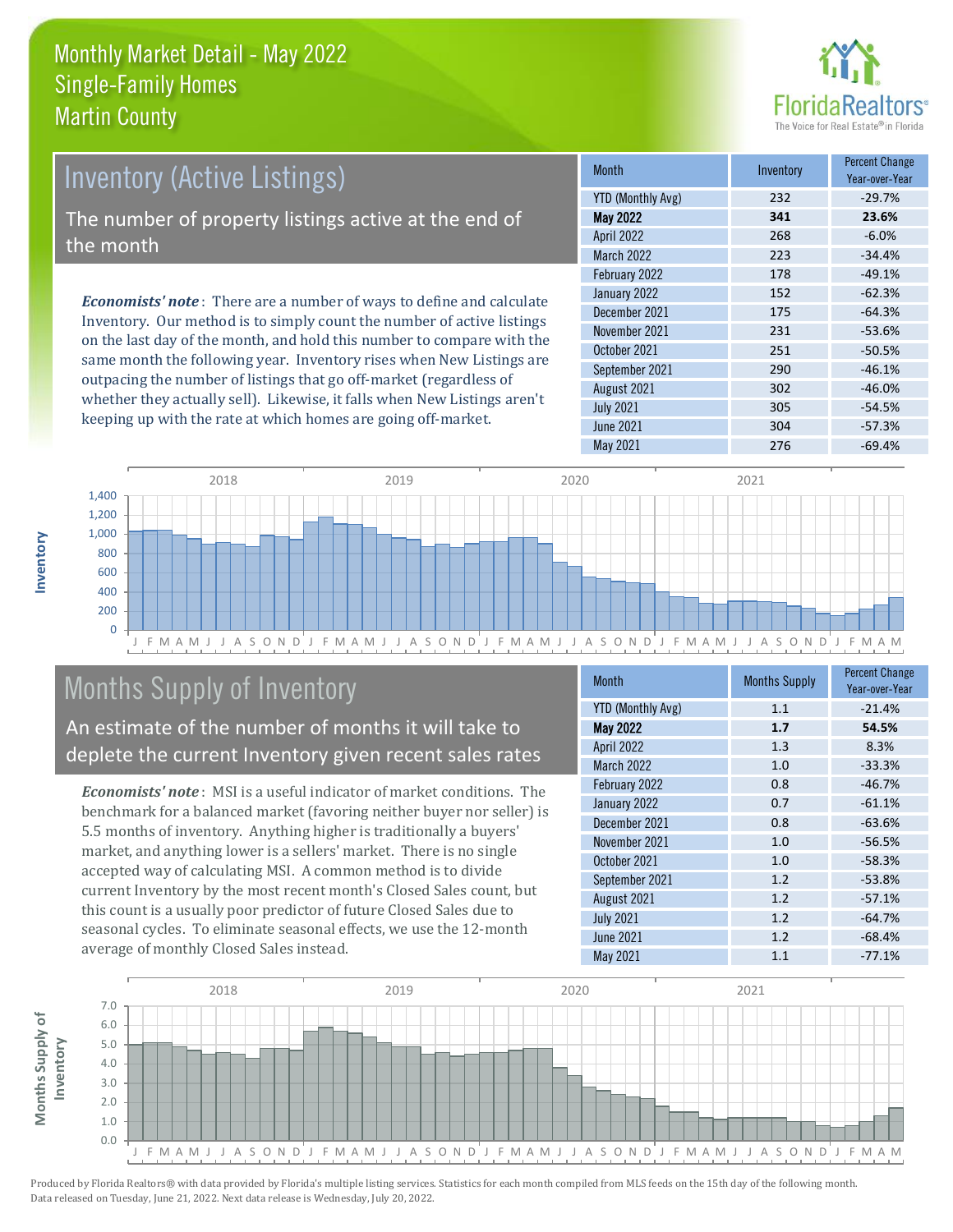# Monthly Market Detail - May 2022
## Single-Family Homes
## Martin County

## Inventory (Active Listings)

The number of property listings active at the end of the month

***Economists' note***: There are a number of ways to define and calculate Inventory. Our method is to simply count the number of active listings on the last day of the month, and hold this number to compare with the same month the following year. Inventory rises when New Listings are outpacing the number of listings that go off-market (regardless of whether they actually sell). Likewise, it falls when New Listings aren't keeping up with the rate at which homes are going off-market.

| Month | Inventory | Percent Change Year-over-Year |
|---|---|---|
| YTD (Monthly Avg) | 232 | -29.7% |
| **May 2022** | **341** | **23.6%** |
| April 2022 | 268 | -6.0% |
| March 2022 | 223 | -34.4% |
| February 2022 | 178 | -49.1% |
| January 2022 | 152 | -62.3% |
| December 2021 | 175 | -64.3% |
| November 2021 | 231 | -53.6% |
| October 2021 | 251 | -50.5% |
| September 2021 | 290 | -46.1% |
| August 2021 | 302 | -46.0% |
| July 2021 | 305 | -54.5% |
| June 2021 | 304 | -57.3% |
| May 2021 | 276 | -69.4% |

## Months Supply of Inventory

An estimate of the number of months it will take to deplete the current Inventory given recent sales rates

***Economists' note***: MSI is a useful indicator of market conditions. The benchmark for a balanced market (favoring neither buyer nor seller) is 5.5 months of inventory. Anything higher is traditionally a buyers' market, and anything lower is a sellers' market. There is no single accepted way of calculating MSI. A common method is to divide current Inventory by the most recent month's Closed Sales count, but this count is a usually poor predictor of future Closed Sales due to seasonal cycles. To eliminate seasonal effects, we use the 12-month average of monthly Closed Sales instead.

| Month | Months Supply | Percent Change Year-over-Year |
|---|---|---|
| YTD (Monthly Avg) | 1.1 | -21.4% |
| **May 2022** | **1.7** | **54.5%** |
| April 2022 | 1.3 | 8.3% |
| March 2022 | 1.0 | -33.3% |
| February 2022 | 0.8 | -46.7% |
| January 2022 | 0.7 | -61.1% |
| December 2021 | 0.8 | -63.6% |
| November 2021 | 1.0 | -56.5% |
| October 2021 | 1.0 | -58.3% |
| September 2021 | 1.2 | -53.8% |
| August 2021 | 1.2 | -57.1% |
| July 2021 | 1.2 | -64.7% |
| June 2021 | 1.2 | -68.4% |
| May 2021 | 1.1 | -77.1% |

Produced by Florida Realtors® with data provided by Florida's multiple listing services. Statistics for each month compiled from MLS feeds on the 15th day of the following month. Data released on Tuesday, June 21, 2022. Next data release is Wednesday, July 20, 2022.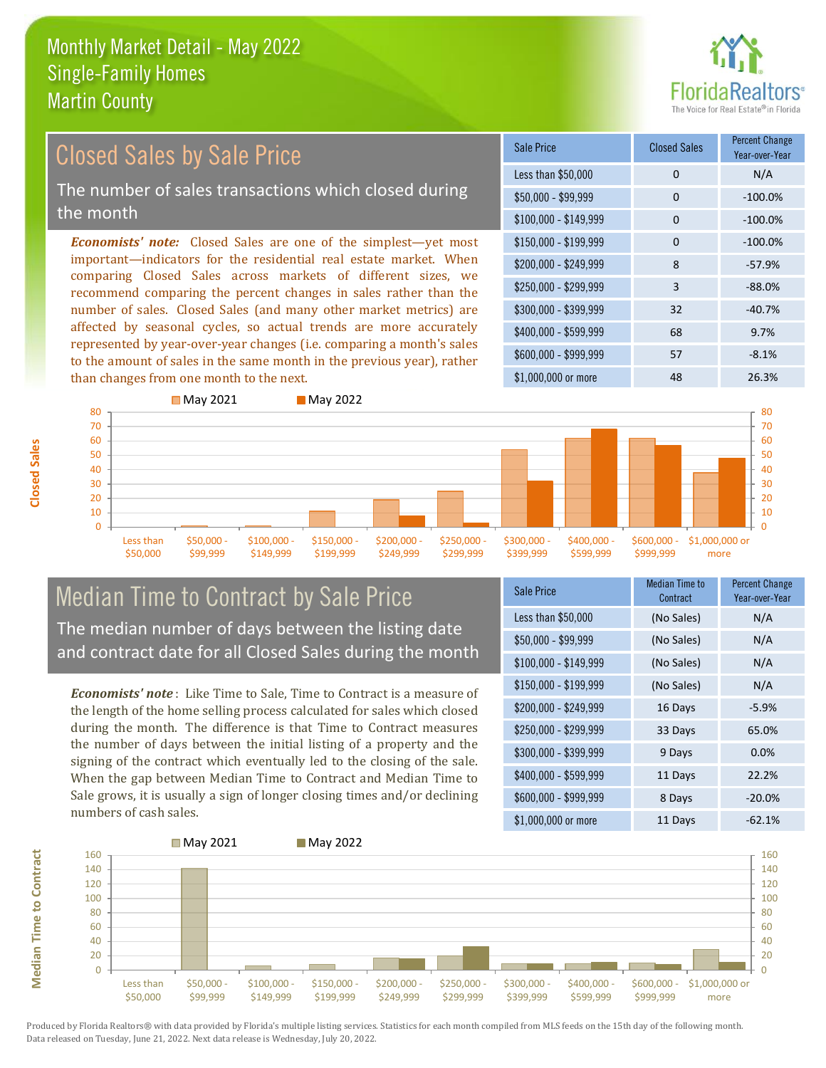# Monthly Market Detail - May 2022
## Single-Family Homes
## Martin County

## Closed Sales by Sale Price

The number of sales transactions which closed during the month

*Economists' note:* Closed Sales are one of the simplest—yet most important—indicators for the residential real estate market. When comparing Closed Sales across markets of different sizes, we recommend comparing the percent changes in sales rather than the number of sales. Closed Sales (and many other market metrics) are affected by seasonal cycles, so actual trends are more accurately represented by year-over-year changes (i.e. comparing a month's sales to the amount of sales in the same month in the previous year), rather than changes from one month to the next.

| Sale Price | Closed Sales | Percent Change Year-over-Year |
|---|---|---|
| Less than $50,000 | 0 | N/A |
| $50,000 - $99,999 | 0 | -100.0% |
| $100,000 - $149,999 | 0 | -100.0% |
| $150,000 - $199,999 | 0 | -100.0% |
| $200,000 - $249,999 | 8 | -57.9% |
| $250,000 - $299,999 | 3 | -88.0% |
| $300,000 - $399,999 | 32 | -40.7% |
| $400,000 - $599,999 | 68 | 9.7% |
| $600,000 - $999,999 | 57 | -8.1% |
| $1,000,000 or more | 48 | 26.3% |

## Median Time to Contract by Sale Price

The median number of days between the listing date and contract date for all Closed Sales during the month

*Economists' note*: Like Time to Sale, Time to Contract is a measure of the length of the home selling process calculated for sales which closed during the month. The difference is that Time to Contract measures the number of days between the initial listing of a property and the signing of the contract which eventually led to the closing of the sale. When the gap between Median Time to Contract and Median Time to Sale grows, it is usually a sign of longer closing times and/or declining numbers of cash sales.

| Sale Price | Median Time to Contract | Percent Change Year-over-Year |
|---|---|---|
| Less than $50,000 | (No Sales) | N/A |
| $50,000 - $99,999 | (No Sales) | N/A |
| $100,000 - $149,999 | (No Sales) | N/A |
| $150,000 - $199,999 | (No Sales) | N/A |
| $200,000 - $249,999 | 16 Days | -5.9% |
| $250,000 - $299,999 | 33 Days | 65.0% |
| $300,000 - $399,999 | 9 Days | 0.0% |
| $400,000 - $599,999 | 11 Days | 22.2% |
| $600,000 - $999,999 | 8 Days | -20.0% |
| $1,000,000 or more | 11 Days | -62.1% |

Produced by Florida Realtors® with data provided by Florida's multiple listing services. Statistics for each month compiled from MLS feeds on the 15th day of the following month. Data released on Tuesday, June 21, 2022. Next data release is Wednesday, July 20, 2022.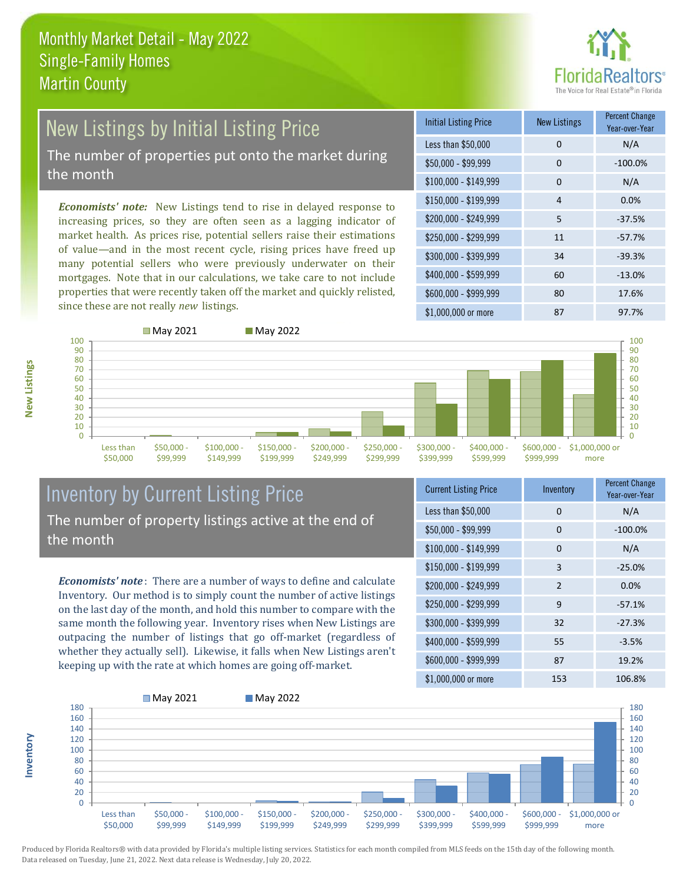# Monthly Market Detail - May 2022
## Single-Family Homes
## Martin County

## New Listings by Initial Listing Price

The number of properties put onto the market during the month

***Economists' note:*** New Listings tend to rise in delayed response to increasing prices, so they are often seen as a lagging indicator of market health. As prices rise, potential sellers raise their estimations of value—and in the most recent cycle, rising prices have freed up many potential sellers who were previously underwater on their mortgages. Note that in our calculations, we take care to not include properties that were recently taken off the market and quickly relisted, since these are not really *new* listings.

| Initial Listing Price | New Listings | Percent Change Year-over-Year |
|---|---|---|
| Less than $50,000 | 0 | N/A |
| $50,000 - $99,999 | 0 | -100.0% |
| $100,000 - $149,999 | 0 | N/A |
| $150,000 - $199,999 | 4 | 0.0% |
| $200,000 - $249,999 | 5 | -37.5% |
| $250,000 - $299,999 | 11 | -57.7% |
| $300,000 - $399,999 | 34 | -39.3% |
| $400,000 - $599,999 | 60 | -13.0% |
| $600,000 - $999,999 | 80 | 17.6% |
| $1,000,000 or more | 87 | 97.7% |

## Inventory by Current Listing Price

The number of property listings active at the end of the month

***Economists' note*:** There are a number of ways to define and calculate Inventory. Our method is to simply count the number of active listings on the last day of the month, and hold this number to compare with the same month the following year. Inventory rises when New Listings are outpacing the number of listings that go off-market (regardless of whether they actually sell). Likewise, it falls when New Listings aren't keeping up with the rate at which homes are going off-market.

| Current Listing Price | Inventory | Percent Change Year-over-Year |
|---|---|---|
| Less than $50,000 | 0 | N/A |
| $50,000 - $99,999 | 0 | -100.0% |
| $100,000 - $149,999 | 0 | N/A |
| $150,000 - $199,999 | 3 | -25.0% |
| $200,000 - $249,999 | 2 | 0.0% |
| $250,000 - $299,999 | 9 | -57.1% |
| $300,000 - $399,999 | 32 | -27.3% |
| $400,000 - $599,999 | 55 | -3.5% |
| $600,000 - $999,999 | 87 | 19.2% |
| $1,000,000 or more | 153 | 106.8% |

Produced by Florida Realtors® with data provided by Florida's multiple listing services. Statistics for each month compiled from MLS feeds on the 15th day of the following month. Data released on Tuesday, June 21, 2022. Next data release is Wednesday, July 20, 2022.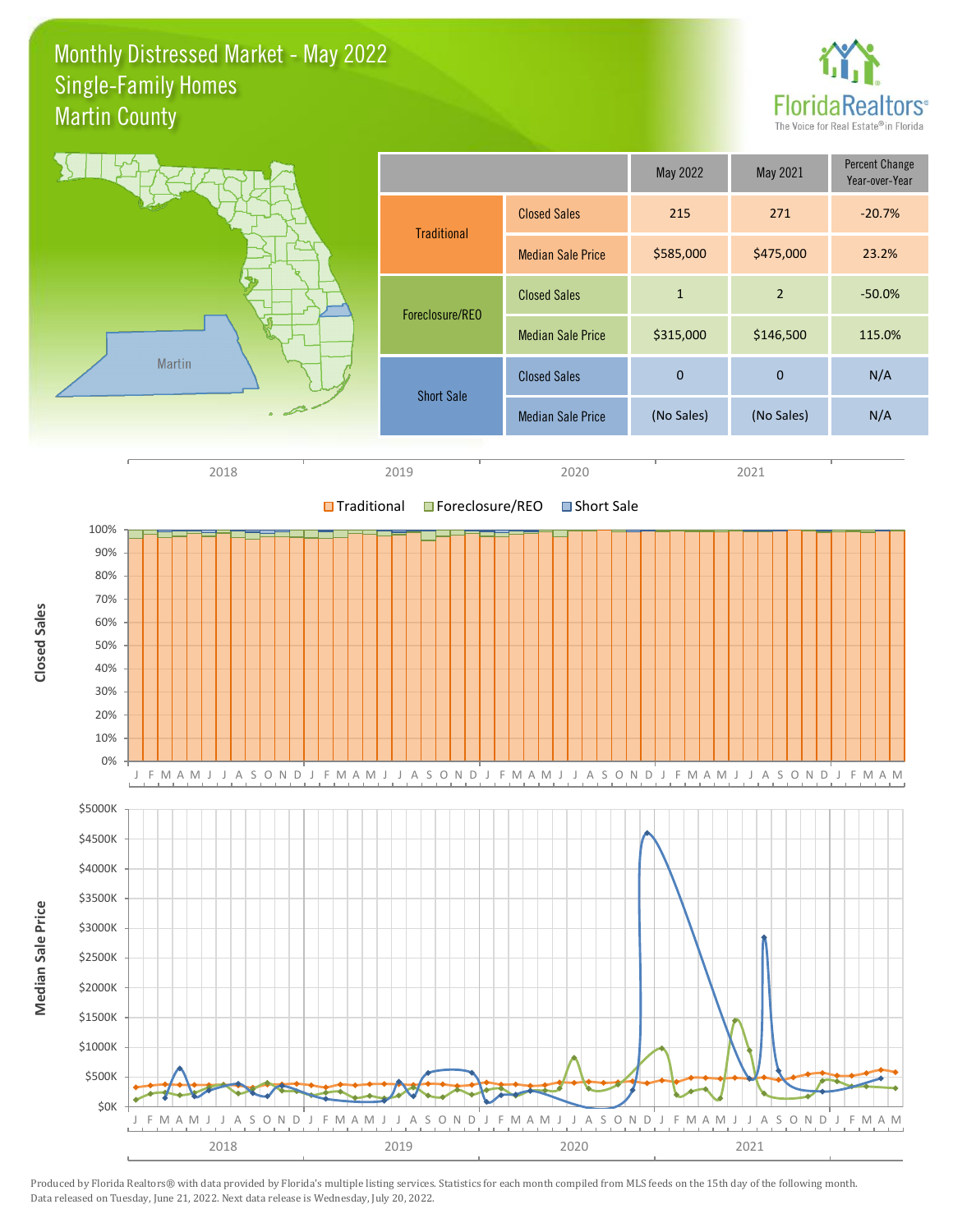# Monthly Distressed Market - May 2022
## Single-Family Homes
## Martin County

FloridaRealtors®
The Voice for Real Estate® in Florida

Martin

| | | May 2022 | May 2021 | Percent Change Year-over-Year |
|---|---|---|---|---|
| Traditional | Closed Sales | 215 | 271 | -20.7% |
| | Median Sale Price | $585,000 | $475,000 | 23.2% |
| Foreclosure/REO | Closed Sales | 1 | 2 | -50.0% |
| | Median Sale Price | $315,000 | $146,500 | 115.0% |
| Short Sale | Closed Sales | 0 | 0 | N/A |
| | Median Sale Price | (No Sales) | (No Sales) | N/A |

2018 2019 2020 2021

Traditional Foreclosure/REO Short Sale

Closed Sales

100% 90% 80% 70% 60% 50% 40% 30% 20% 10% 0%

J F M A M J J A S O N D J F M A M J J A S O N D J F M A M J J A S O N D J F M A M J J A S O N D J F M A M

Median Sale Price

$5000K $4500K $4000K $3500K $3000K $2500K $2000K $1500K $1000K $500K $0K

J F M A M J J A S O N D J F M A M J J A S O N D J F M A M J J A S O N D J F M A M J J A S O N D J F M A M

2018 2019 2020 2021

Produced by Florida Realtors® with data provided by Florida's multiple listing services. Statistics for each month compiled from MLS feeds on the 15th day of the following month. Data released on Tuesday, June 21, 2022. Next data release is Wednesday, July 20, 2022.